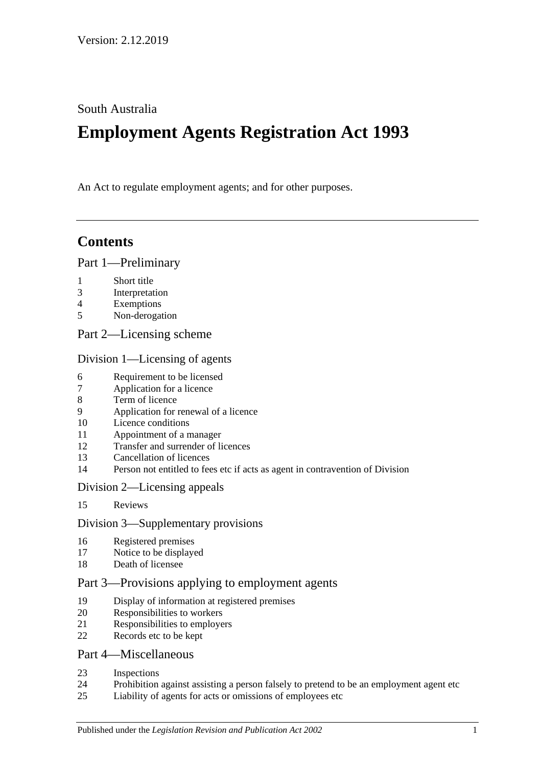Version: 2.12.2019

South Australia

# Employment Agents Registration Act 1993

An Act to regulate employment agents; and for other purposes.

## Contents

### Part 1—Preliminary

1 Short title
3 Interpretation
4 Exemptions
5 Non-derogation

### Part 2—Licensing scheme

#### Division 1—Licensing of agents

6 Requirement to be licensed
7 Application for a licence
8 Term of licence
9 Application for renewal of a licence
10 Licence conditions
11 Appointment of a manager
12 Transfer and surrender of licences
13 Cancellation of licences
14 Person not entitled to fees etc if acts as agent in contravention of Division

#### Division 2—Licensing appeals

15 Reviews

#### Division 3—Supplementary provisions

16 Registered premises
17 Notice to be displayed
18 Death of licensee

### Part 3—Provisions applying to employment agents

19 Display of information at registered premises
20 Responsibilities to workers
21 Responsibilities to employers
22 Records etc to be kept

### Part 4—Miscellaneous

23 Inspections
24 Prohibition against assisting a person falsely to pretend to be an employment agent etc
25 Liability of agents for acts or omissions of employees etc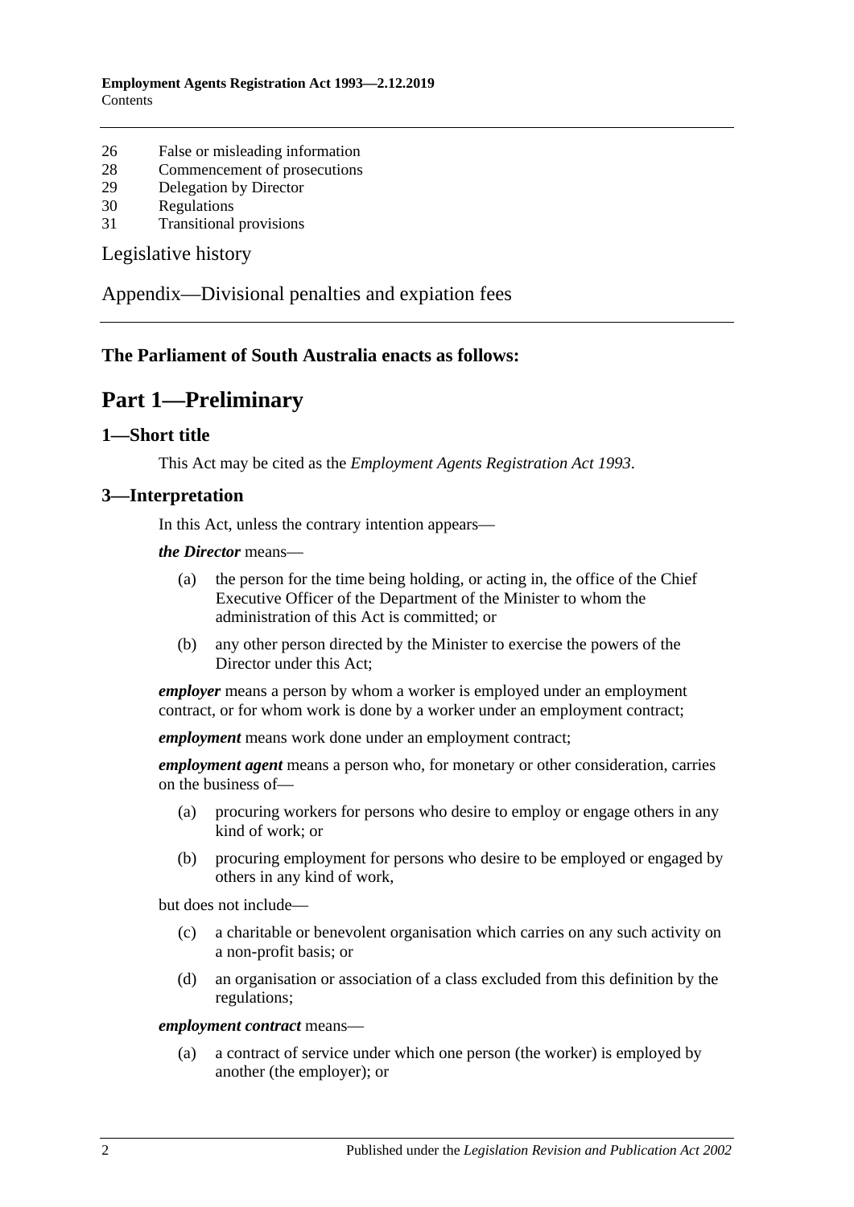26 False or misleading information
28 Commencement of prosecutions
29 Delegation by Director
30 Regulations
31 Transitional provisions

Legislative history

Appendix—Divisional penalties and expiation fees

**The Parliament of South Australia enacts as follows:**

# Part 1—Preliminary

## 1—Short title

This Act may be cited as the *Employment Agents Registration Act 1993*.

## 3—Interpretation

In this Act, unless the contrary intention appears—

***the Director*** means—

(a) the person for the time being holding, or acting in, the office of the Chief Executive Officer of the Department of the Minister to whom the administration of this Act is committed; or

(b) any other person directed by the Minister to exercise the powers of the Director under this Act;

***employer*** means a person by whom a worker is employed under an employment contract, or for whom work is done by a worker under an employment contract;

***employment*** means work done under an employment contract;

***employment agent*** means a person who, for monetary or other consideration, carries on the business of—

(a) procuring workers for persons who desire to employ or engage others in any kind of work; or

(b) procuring employment for persons who desire to be employed or engaged by others in any kind of work,

but does not include—

(c) a charitable or benevolent organisation which carries on any such activity on a non-profit basis; or

(d) an organisation or association of a class excluded from this definition by the regulations;

***employment contract*** means—

(a) a contract of service under which one person (the worker) is employed by another (the employer); or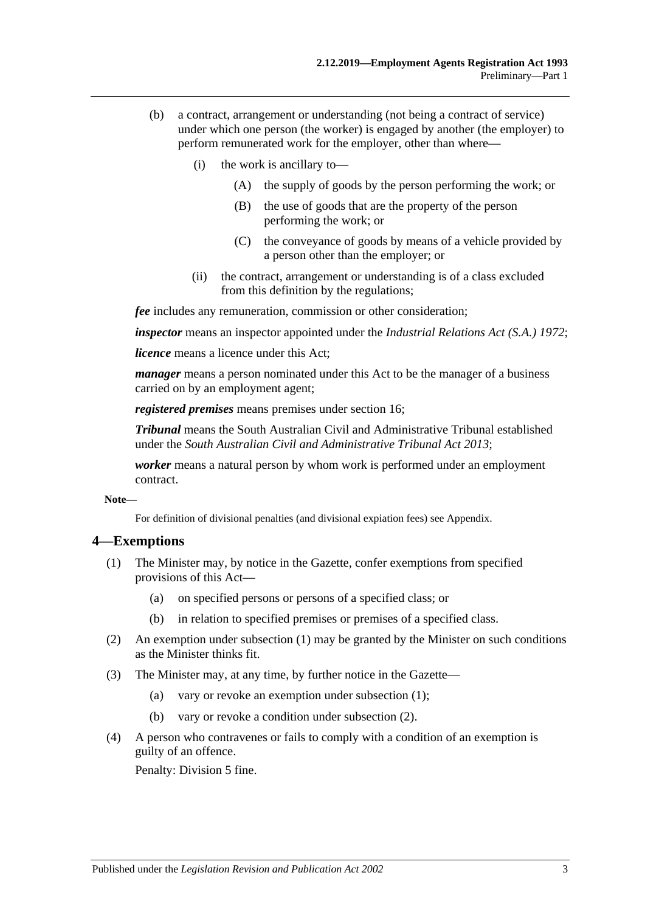(b) a contract, arrangement or understanding (not being a contract of service) under which one person (the worker) is engaged by another (the employer) to perform remunerated work for the employer, other than where—

  (i) the work is ancillary to—

    (A) the supply of goods by the person performing the work; or

    (B) the use of goods that are the property of the person performing the work; or

    (C) the conveyance of goods by means of a vehicle provided by a person other than the employer; or

  (ii) the contract, arrangement or understanding is of a class excluded from this definition by the regulations;

***fee*** includes any remuneration, commission or other consideration;

***inspector*** means an inspector appointed under the *Industrial Relations Act (S.A.) 1972*;

***licence*** means a licence under this Act;

***manager*** means a person nominated under this Act to be the manager of a business carried on by an employment agent;

***registered premises*** means premises under section 16;

***Tribunal*** means the South Australian Civil and Administrative Tribunal established under the *South Australian Civil and Administrative Tribunal Act 2013*;

***worker*** means a natural person by whom work is performed under an employment contract.

**Note—**

For definition of divisional penalties (and divisional expiation fees) see Appendix.

## 4—Exemptions

(1) The Minister may, by notice in the Gazette, confer exemptions from specified provisions of this Act—

  (a) on specified persons or persons of a specified class; or

  (b) in relation to specified premises or premises of a specified class.

(2) An exemption under subsection (1) may be granted by the Minister on such conditions as the Minister thinks fit.

(3) The Minister may, at any time, by further notice in the Gazette—

  (a) vary or revoke an exemption under subsection (1);

  (b) vary or revoke a condition under subsection (2).

(4) A person who contravenes or fails to comply with a condition of an exemption is guilty of an offence.

Penalty: Division 5 fine.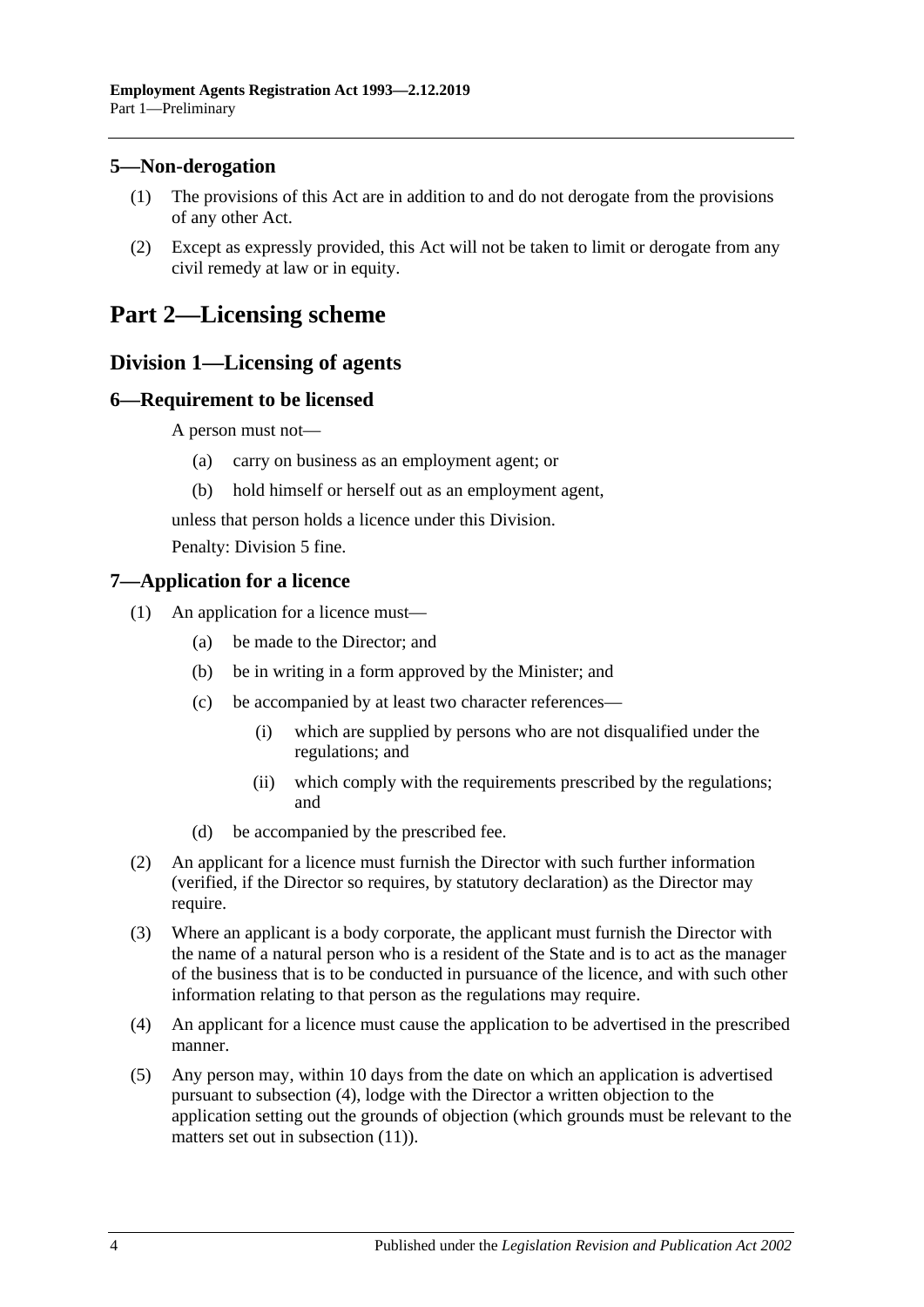### 5—Non-derogation

(1) The provisions of this Act are in addition to and do not derogate from the provisions of any other Act.

(2) Except as expressly provided, this Act will not be taken to limit or derogate from any civil remedy at law or in equity.

# Part 2—Licensing scheme

## Division 1—Licensing of agents

### 6—Requirement to be licensed

A person must not—

(a) carry on business as an employment agent; or

(b) hold himself or herself out as an employment agent,

unless that person holds a licence under this Division.

Penalty: Division 5 fine.

### 7—Application for a licence

(1) An application for a licence must—

(a) be made to the Director; and

(b) be in writing in a form approved by the Minister; and

(c) be accompanied by at least two character references—

(i) which are supplied by persons who are not disqualified under the regulations; and

(ii) which comply with the requirements prescribed by the regulations; and

(d) be accompanied by the prescribed fee.

(2) An applicant for a licence must furnish the Director with such further information (verified, if the Director so requires, by statutory declaration) as the Director may require.

(3) Where an applicant is a body corporate, the applicant must furnish the Director with the name of a natural person who is a resident of the State and is to act as the manager of the business that is to be conducted in pursuance of the licence, and with such other information relating to that person as the regulations may require.

(4) An applicant for a licence must cause the application to be advertised in the prescribed manner.

(5) Any person may, within 10 days from the date on which an application is advertised pursuant to subsection (4), lodge with the Director a written objection to the application setting out the grounds of objection (which grounds must be relevant to the matters set out in subsection (11)).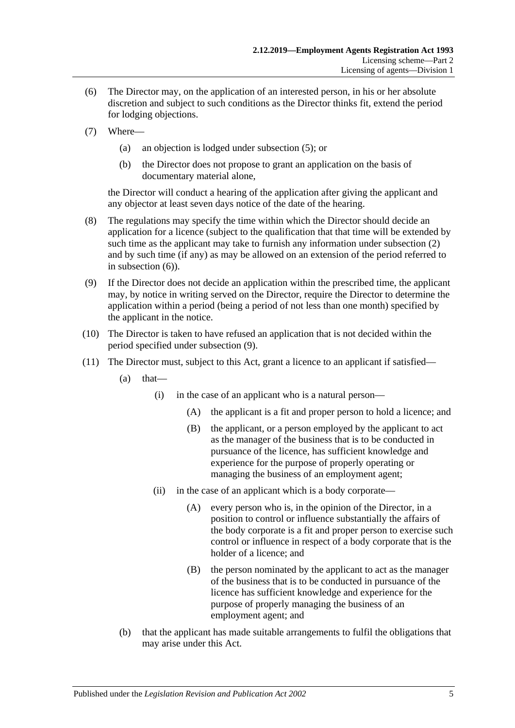(6) The Director may, on the application of an interested person, in his or her absolute discretion and subject to such conditions as the Director thinks fit, extend the period for lodging objections.

(7) Where—

(a) an objection is lodged under subsection (5); or

(b) the Director does not propose to grant an application on the basis of documentary material alone,

the Director will conduct a hearing of the application after giving the applicant and any objector at least seven days notice of the date of the hearing.

(8) The regulations may specify the time within which the Director should decide an application for a licence (subject to the qualification that that time will be extended by such time as the applicant may take to furnish any information under subsection (2) and by such time (if any) as may be allowed on an extension of the period referred to in subsection (6)).

(9) If the Director does not decide an application within the prescribed time, the applicant may, by notice in writing served on the Director, require the Director to determine the application within a period (being a period of not less than one month) specified by the applicant in the notice.

(10) The Director is taken to have refused an application that is not decided within the period specified under subsection (9).

(11) The Director must, subject to this Act, grant a licence to an applicant if satisfied—

(a) that—

(i) in the case of an applicant who is a natural person—

(A) the applicant is a fit and proper person to hold a licence; and

(B) the applicant, or a person employed by the applicant to act as the manager of the business that is to be conducted in pursuance of the licence, has sufficient knowledge and experience for the purpose of properly operating or managing the business of an employment agent;

(ii) in the case of an applicant which is a body corporate—

(A) every person who is, in the opinion of the Director, in a position to control or influence substantially the affairs of the body corporate is a fit and proper person to exercise such control or influence in respect of a body corporate that is the holder of a licence; and

(B) the person nominated by the applicant to act as the manager of the business that is to be conducted in pursuance of the licence has sufficient knowledge and experience for the purpose of properly managing the business of an employment agent; and

(b) that the applicant has made suitable arrangements to fulfil the obligations that may arise under this Act.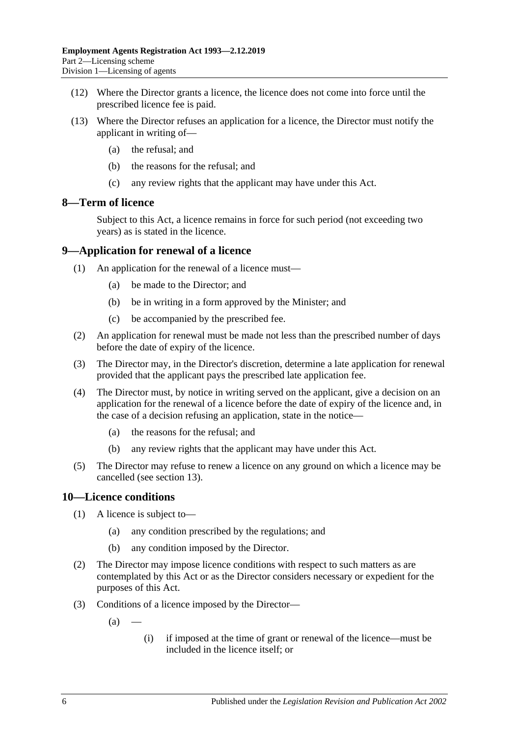(12) Where the Director grants a licence, the licence does not come into force until the prescribed licence fee is paid.

(13) Where the Director refuses an application for a licence, the Director must notify the applicant in writing of—

  (a) the refusal; and

  (b) the reasons for the refusal; and

  (c) any review rights that the applicant may have under this Act.

## 8—Term of licence

Subject to this Act, a licence remains in force for such period (not exceeding two years) as is stated in the licence.

## 9—Application for renewal of a licence

(1) An application for the renewal of a licence must—

  (a) be made to the Director; and

  (b) be in writing in a form approved by the Minister; and

  (c) be accompanied by the prescribed fee.

(2) An application for renewal must be made not less than the prescribed number of days before the date of expiry of the licence.

(3) The Director may, in the Director's discretion, determine a late application for renewal provided that the applicant pays the prescribed late application fee.

(4) The Director must, by notice in writing served on the applicant, give a decision on an application for the renewal of a licence before the date of expiry of the licence and, in the case of a decision refusing an application, state in the notice—

  (a) the reasons for the refusal; and

  (b) any review rights that the applicant may have under this Act.

(5) The Director may refuse to renew a licence on any ground on which a licence may be cancelled (see section 13).

## 10—Licence conditions

(1) A licence is subject to—

  (a) any condition prescribed by the regulations; and

  (b) any condition imposed by the Director.

(2) The Director may impose licence conditions with respect to such matters as are contemplated by this Act or as the Director considers necessary or expedient for the purposes of this Act.

(3) Conditions of a licence imposed by the Director—

  (a) —

    (i) if imposed at the time of grant or renewal of the licence—must be included in the licence itself; or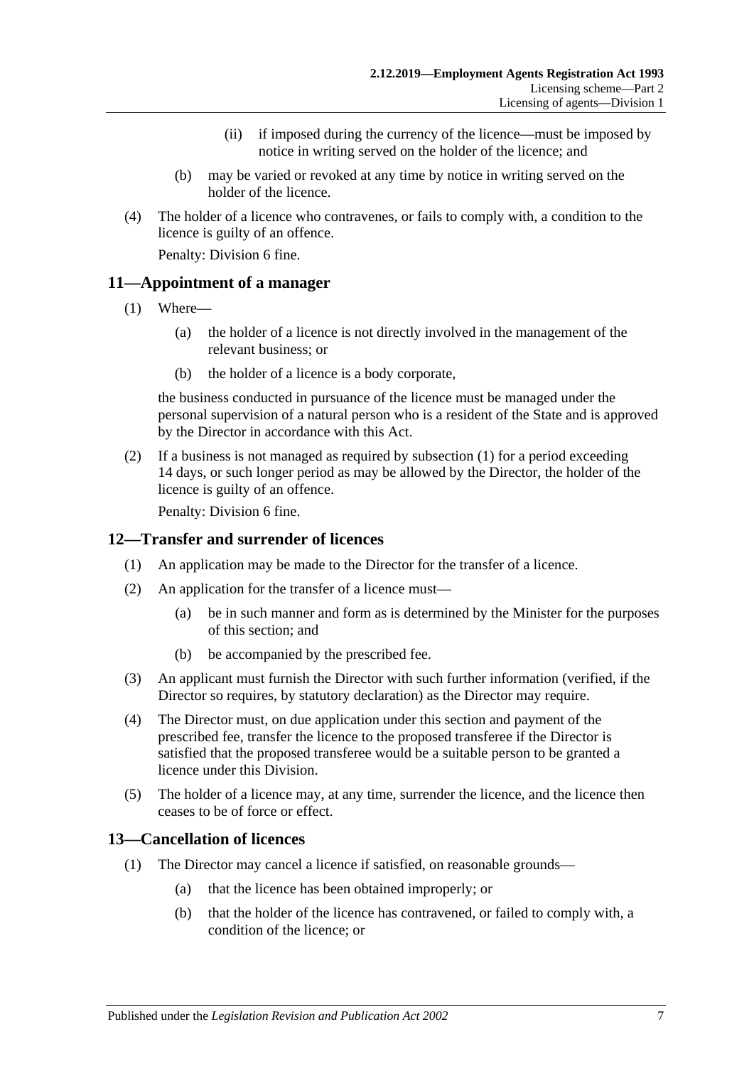(ii) if imposed during the currency of the licence—must be imposed by notice in writing served on the holder of the licence; and

(b) may be varied or revoked at any time by notice in writing served on the holder of the licence.

(4) The holder of a licence who contravenes, or fails to comply with, a condition to the licence is guilty of an offence.

Penalty: Division 6 fine.

## 11—Appointment of a manager

(1) Where—

(a) the holder of a licence is not directly involved in the management of the relevant business; or

(b) the holder of a licence is a body corporate,

the business conducted in pursuance of the licence must be managed under the personal supervision of a natural person who is a resident of the State and is approved by the Director in accordance with this Act.

(2) If a business is not managed as required by subsection (1) for a period exceeding 14 days, or such longer period as may be allowed by the Director, the holder of the licence is guilty of an offence.

Penalty: Division 6 fine.

## 12—Transfer and surrender of licences

(1) An application may be made to the Director for the transfer of a licence.

(2) An application for the transfer of a licence must—

(a) be in such manner and form as is determined by the Minister for the purposes of this section; and

(b) be accompanied by the prescribed fee.

(3) An applicant must furnish the Director with such further information (verified, if the Director so requires, by statutory declaration) as the Director may require.

(4) The Director must, on due application under this section and payment of the prescribed fee, transfer the licence to the proposed transferee if the Director is satisfied that the proposed transferee would be a suitable person to be granted a licence under this Division.

(5) The holder of a licence may, at any time, surrender the licence, and the licence then ceases to be of force or effect.

## 13—Cancellation of licences

(1) The Director may cancel a licence if satisfied, on reasonable grounds—

(a) that the licence has been obtained improperly; or

(b) that the holder of the licence has contravened, or failed to comply with, a condition of the licence; or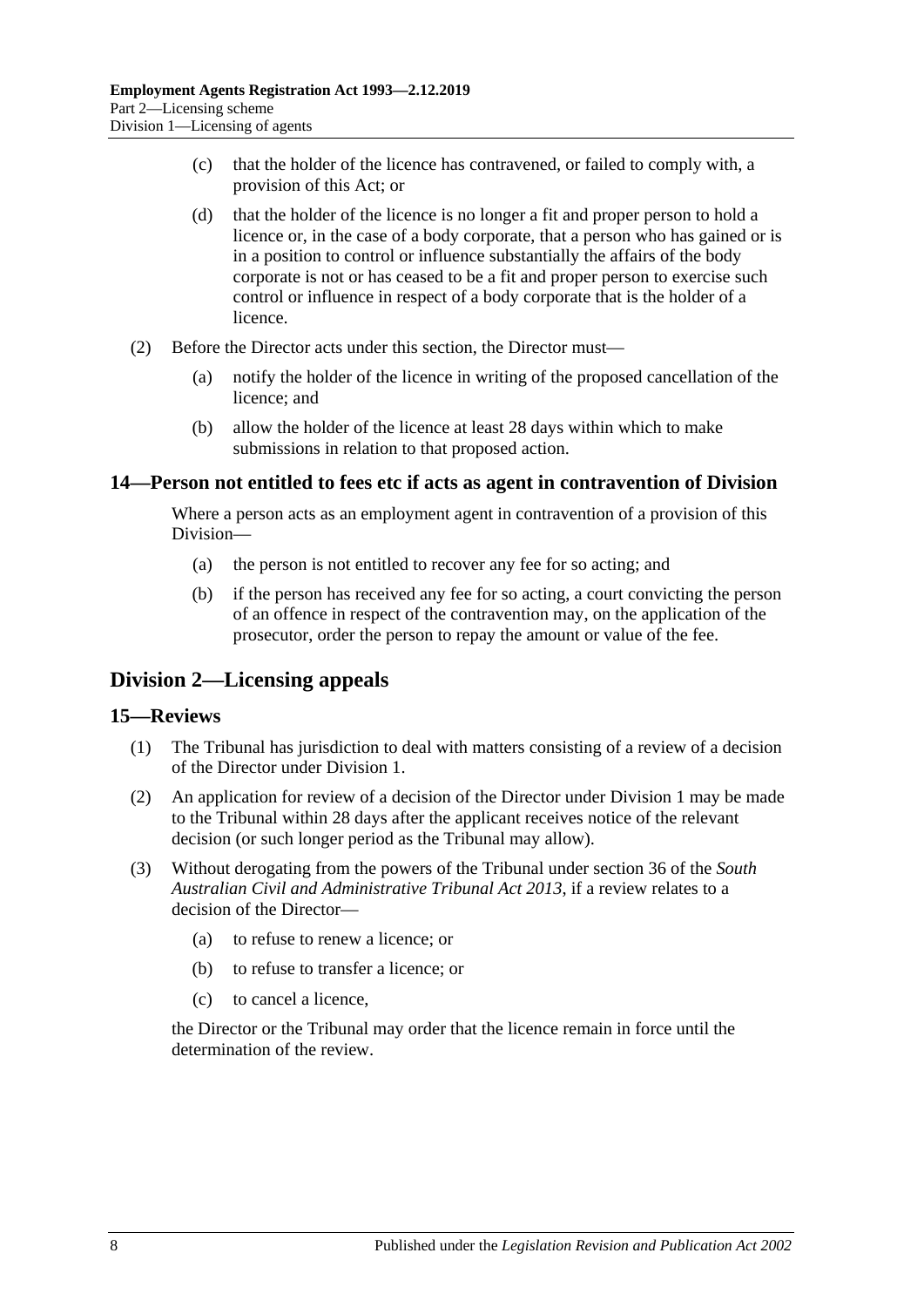(c) that the holder of the licence has contravened, or failed to comply with, a provision of this Act; or

(d) that the holder of the licence is no longer a fit and proper person to hold a licence or, in the case of a body corporate, that a person who has gained or is in a position to control or influence substantially the affairs of the body corporate is not or has ceased to be a fit and proper person to exercise such control or influence in respect of a body corporate that is the holder of a licence.

(2) Before the Director acts under this section, the Director must—

(a) notify the holder of the licence in writing of the proposed cancellation of the licence; and

(b) allow the holder of the licence at least 28 days within which to make submissions in relation to that proposed action.

### 14—Person not entitled to fees etc if acts as agent in contravention of Division

Where a person acts as an employment agent in contravention of a provision of this Division—

(a) the person is not entitled to recover any fee for so acting; and

(b) if the person has received any fee for so acting, a court convicting the person of an offence in respect of the contravention may, on the application of the prosecutor, order the person to repay the amount or value of the fee.

## Division 2—Licensing appeals

### 15—Reviews

(1) The Tribunal has jurisdiction to deal with matters consisting of a review of a decision of the Director under Division 1.

(2) An application for review of a decision of the Director under Division 1 may be made to the Tribunal within 28 days after the applicant receives notice of the relevant decision (or such longer period as the Tribunal may allow).

(3) Without derogating from the powers of the Tribunal under section 36 of the *South Australian Civil and Administrative Tribunal Act 2013*, if a review relates to a decision of the Director—

(a) to refuse to renew a licence; or

(b) to refuse to transfer a licence; or

(c) to cancel a licence,

the Director or the Tribunal may order that the licence remain in force until the determination of the review.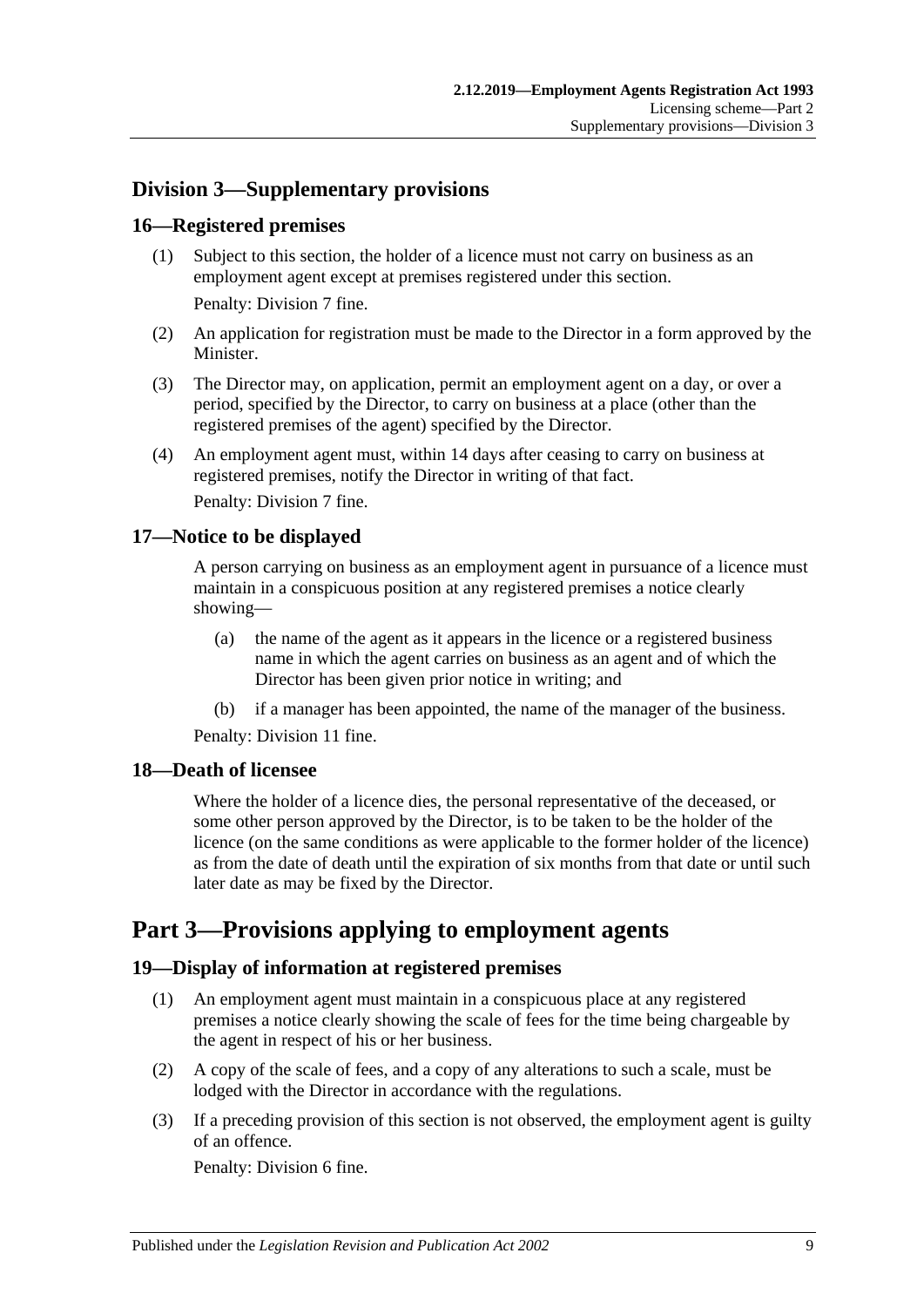## Division 3—Supplementary provisions

### 16—Registered premises

(1) Subject to this section, the holder of a licence must not carry on business as an employment agent except at premises registered under this section.

Penalty: Division 7 fine.

(2) An application for registration must be made to the Director in a form approved by the Minister.

(3) The Director may, on application, permit an employment agent on a day, or over a period, specified by the Director, to carry on business at a place (other than the registered premises of the agent) specified by the Director.

(4) An employment agent must, within 14 days after ceasing to carry on business at registered premises, notify the Director in writing of that fact.

Penalty: Division 7 fine.

### 17—Notice to be displayed

A person carrying on business as an employment agent in pursuance of a licence must maintain in a conspicuous position at any registered premises a notice clearly showing—

(a) the name of the agent as it appears in the licence or a registered business name in which the agent carries on business as an agent and of which the Director has been given prior notice in writing; and

(b) if a manager has been appointed, the name of the manager of the business.

Penalty: Division 11 fine.

### 18—Death of licensee

Where the holder of a licence dies, the personal representative of the deceased, or some other person approved by the Director, is to be taken to be the holder of the licence (on the same conditions as were applicable to the former holder of the licence) as from the date of death until the expiration of six months from that date or until such later date as may be fixed by the Director.

# Part 3—Provisions applying to employment agents

### 19—Display of information at registered premises

(1) An employment agent must maintain in a conspicuous place at any registered premises a notice clearly showing the scale of fees for the time being chargeable by the agent in respect of his or her business.

(2) A copy of the scale of fees, and a copy of any alterations to such a scale, must be lodged with the Director in accordance with the regulations.

(3) If a preceding provision of this section is not observed, the employment agent is guilty of an offence.

Penalty: Division 6 fine.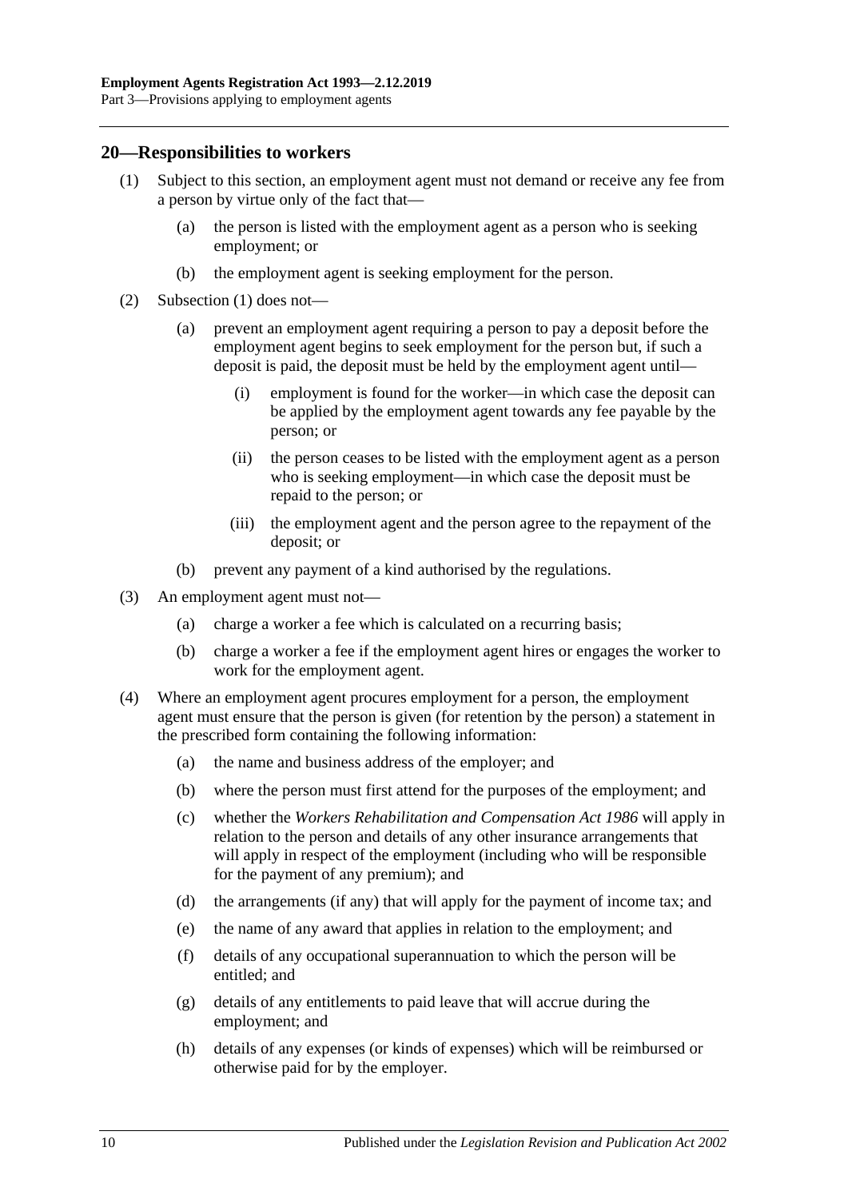## 20—Responsibilities to workers

(1) Subject to this section, an employment agent must not demand or receive any fee from a person by virtue only of the fact that—

  (a) the person is listed with the employment agent as a person who is seeking employment; or

  (b) the employment agent is seeking employment for the person.

(2) Subsection (1) does not—

  (a) prevent an employment agent requiring a person to pay a deposit before the employment agent begins to seek employment for the person but, if such a deposit is paid, the deposit must be held by the employment agent until—

    (i) employment is found for the worker—in which case the deposit can be applied by the employment agent towards any fee payable by the person; or

    (ii) the person ceases to be listed with the employment agent as a person who is seeking employment—in which case the deposit must be repaid to the person; or

    (iii) the employment agent and the person agree to the repayment of the deposit; or

  (b) prevent any payment of a kind authorised by the regulations.

(3) An employment agent must not—

  (a) charge a worker a fee which is calculated on a recurring basis;

  (b) charge a worker a fee if the employment agent hires or engages the worker to work for the employment agent.

(4) Where an employment agent procures employment for a person, the employment agent must ensure that the person is given (for retention by the person) a statement in the prescribed form containing the following information:

  (a) the name and business address of the employer; and

  (b) where the person must first attend for the purposes of the employment; and

  (c) whether the *Workers Rehabilitation and Compensation Act 1986* will apply in relation to the person and details of any other insurance arrangements that will apply in respect of the employment (including who will be responsible for the payment of any premium); and

  (d) the arrangements (if any) that will apply for the payment of income tax; and

  (e) the name of any award that applies in relation to the employment; and

  (f) details of any occupational superannuation to which the person will be entitled; and

  (g) details of any entitlements to paid leave that will accrue during the employment; and

  (h) details of any expenses (or kinds of expenses) which will be reimbursed or otherwise paid for by the employer.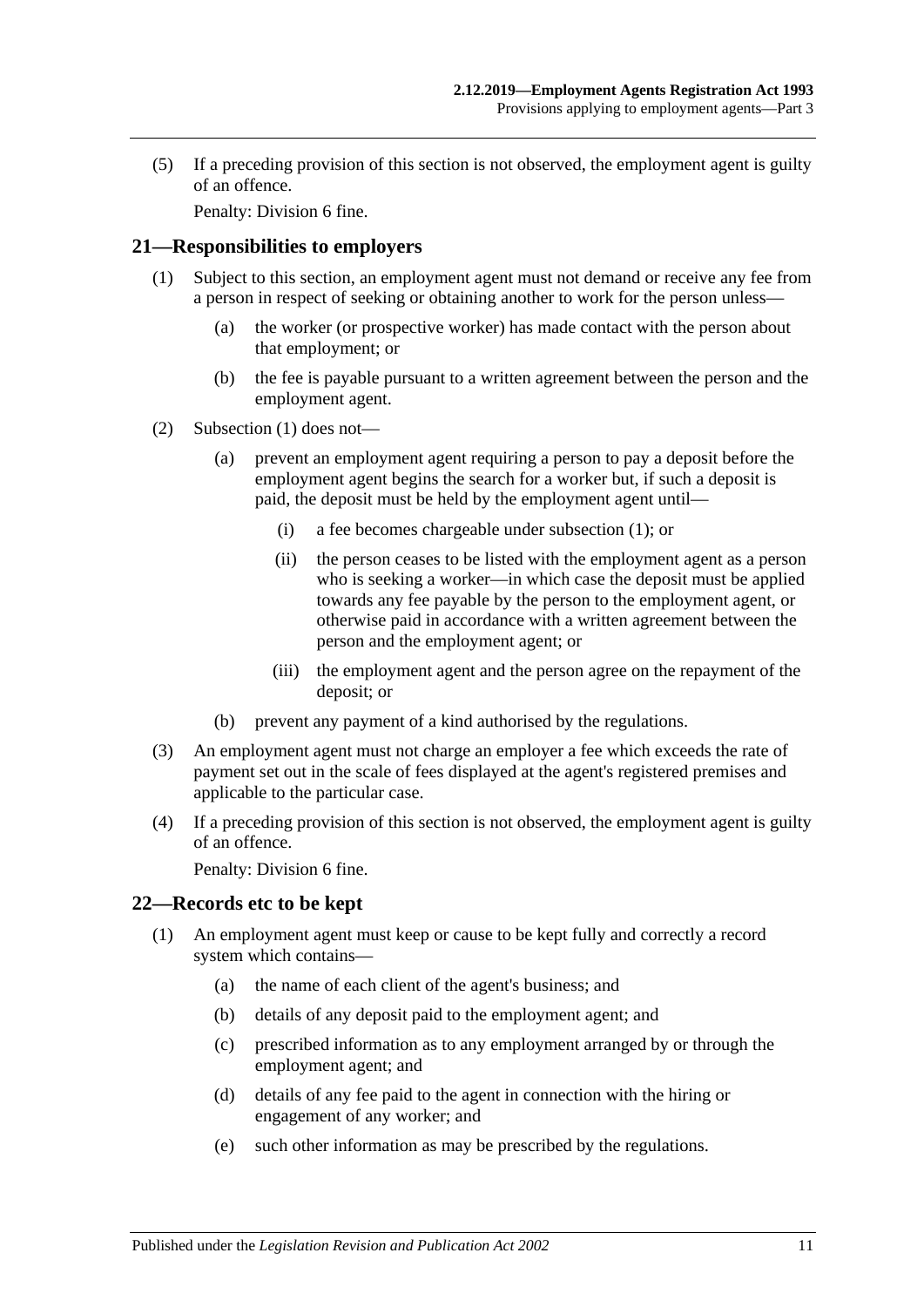(5) If a preceding provision of this section is not observed, the employment agent is guilty of an offence.

Penalty: Division 6 fine.

## 21—Responsibilities to employers

(1) Subject to this section, an employment agent must not demand or receive any fee from a person in respect of seeking or obtaining another to work for the person unless—

(a) the worker (or prospective worker) has made contact with the person about that employment; or

(b) the fee is payable pursuant to a written agreement between the person and the employment agent.

(2) Subsection (1) does not—

(a) prevent an employment agent requiring a person to pay a deposit before the employment agent begins the search for a worker but, if such a deposit is paid, the deposit must be held by the employment agent until—

(i) a fee becomes chargeable under subsection (1); or

(ii) the person ceases to be listed with the employment agent as a person who is seeking a worker—in which case the deposit must be applied towards any fee payable by the person to the employment agent, or otherwise paid in accordance with a written agreement between the person and the employment agent; or

(iii) the employment agent and the person agree on the repayment of the deposit; or

(b) prevent any payment of a kind authorised by the regulations.

(3) An employment agent must not charge an employer a fee which exceeds the rate of payment set out in the scale of fees displayed at the agent's registered premises and applicable to the particular case.

(4) If a preceding provision of this section is not observed, the employment agent is guilty of an offence.

Penalty: Division 6 fine.

## 22—Records etc to be kept

(1) An employment agent must keep or cause to be kept fully and correctly a record system which contains—

(a) the name of each client of the agent's business; and

(b) details of any deposit paid to the employment agent; and

(c) prescribed information as to any employment arranged by or through the employment agent; and

(d) details of any fee paid to the agent in connection with the hiring or engagement of any worker; and

(e) such other information as may be prescribed by the regulations.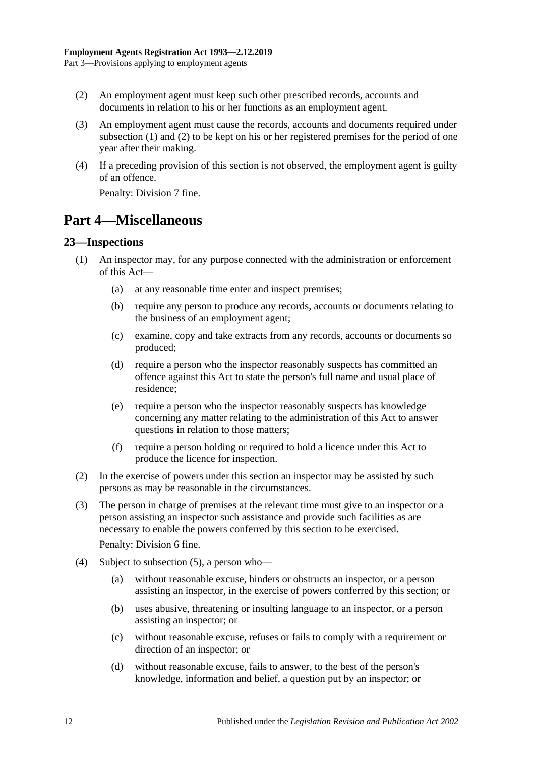(2) An employment agent must keep such other prescribed records, accounts and documents in relation to his or her functions as an employment agent.

(3) An employment agent must cause the records, accounts and documents required under subsection (1) and (2) to be kept on his or her registered premises for the period of one year after their making.

(4) If a preceding provision of this section is not observed, the employment agent is guilty of an offence.

Penalty: Division 7 fine.

# Part 4—Miscellaneous

## 23—Inspections

(1) An inspector may, for any purpose connected with the administration or enforcement of this Act—

(a) at any reasonable time enter and inspect premises;

(b) require any person to produce any records, accounts or documents relating to the business of an employment agent;

(c) examine, copy and take extracts from any records, accounts or documents so produced;

(d) require a person who the inspector reasonably suspects has committed an offence against this Act to state the person's full name and usual place of residence;

(e) require a person who the inspector reasonably suspects has knowledge concerning any matter relating to the administration of this Act to answer questions in relation to those matters;

(f) require a person holding or required to hold a licence under this Act to produce the licence for inspection.

(2) In the exercise of powers under this section an inspector may be assisted by such persons as may be reasonable in the circumstances.

(3) The person in charge of premises at the relevant time must give to an inspector or a person assisting an inspector such assistance and provide such facilities as are necessary to enable the powers conferred by this section to be exercised.

Penalty: Division 6 fine.

(4) Subject to subsection (5), a person who—

(a) without reasonable excuse, hinders or obstructs an inspector, or a person assisting an inspector, in the exercise of powers conferred by this section; or

(b) uses abusive, threatening or insulting language to an inspector, or a person assisting an inspector; or

(c) without reasonable excuse, refuses or fails to comply with a requirement or direction of an inspector; or

(d) without reasonable excuse, fails to answer, to the best of the person's knowledge, information and belief, a question put by an inspector; or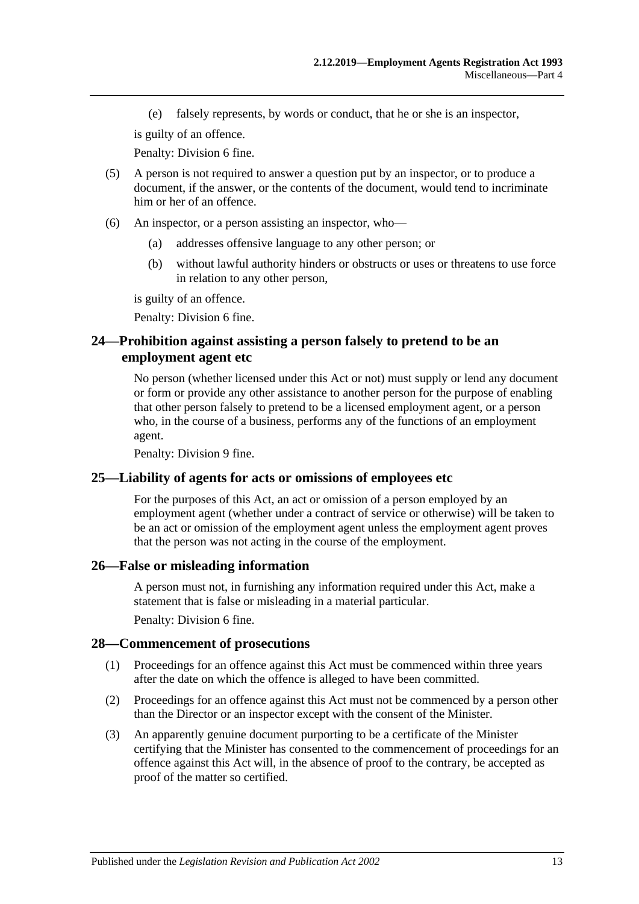(e) falsely represents, by words or conduct, that he or she is an inspector,

is guilty of an offence.

Penalty: Division 6 fine.

(5) A person is not required to answer a question put by an inspector, or to produce a document, if the answer, or the contents of the document, would tend to incriminate him or her of an offence.

(6) An inspector, or a person assisting an inspector, who—

(a) addresses offensive language to any other person; or

(b) without lawful authority hinders or obstructs or uses or threatens to use force in relation to any other person,

is guilty of an offence.

Penalty: Division 6 fine.

## 24—Prohibition against assisting a person falsely to pretend to be an employment agent etc

No person (whether licensed under this Act or not) must supply or lend any document or form or provide any other assistance to another person for the purpose of enabling that other person falsely to pretend to be a licensed employment agent, or a person who, in the course of a business, performs any of the functions of an employment agent.

Penalty: Division 9 fine.

## 25—Liability of agents for acts or omissions of employees etc

For the purposes of this Act, an act or omission of a person employed by an employment agent (whether under a contract of service or otherwise) will be taken to be an act or omission of the employment agent unless the employment agent proves that the person was not acting in the course of the employment.

## 26—False or misleading information

A person must not, in furnishing any information required under this Act, make a statement that is false or misleading in a material particular.

Penalty: Division 6 fine.

## 28—Commencement of prosecutions

(1) Proceedings for an offence against this Act must be commenced within three years after the date on which the offence is alleged to have been committed.

(2) Proceedings for an offence against this Act must not be commenced by a person other than the Director or an inspector except with the consent of the Minister.

(3) An apparently genuine document purporting to be a certificate of the Minister certifying that the Minister has consented to the commencement of proceedings for an offence against this Act will, in the absence of proof to the contrary, be accepted as proof of the matter so certified.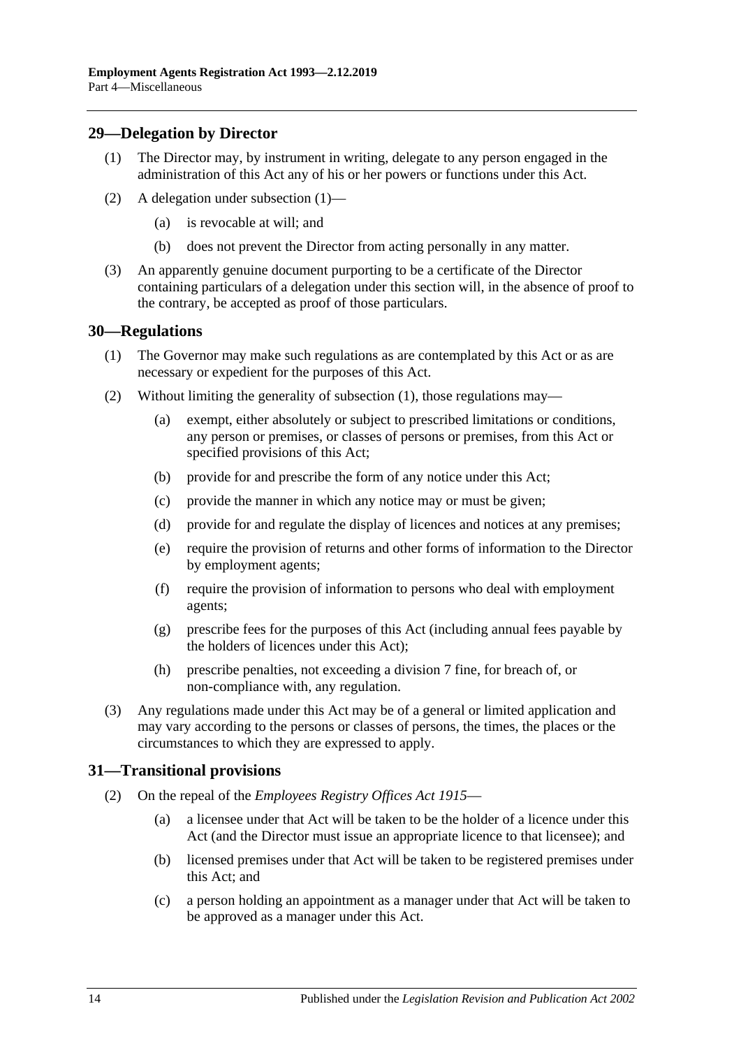## 29—Delegation by Director

(1) The Director may, by instrument in writing, delegate to any person engaged in the administration of this Act any of his or her powers or functions under this Act.

(2) A delegation under subsection (1)—

(a) is revocable at will; and

(b) does not prevent the Director from acting personally in any matter.

(3) An apparently genuine document purporting to be a certificate of the Director containing particulars of a delegation under this section will, in the absence of proof to the contrary, be accepted as proof of those particulars.

## 30—Regulations

(1) The Governor may make such regulations as are contemplated by this Act or as are necessary or expedient for the purposes of this Act.

(2) Without limiting the generality of subsection (1), those regulations may—

(a) exempt, either absolutely or subject to prescribed limitations or conditions, any person or premises, or classes of persons or premises, from this Act or specified provisions of this Act;

(b) provide for and prescribe the form of any notice under this Act;

(c) provide the manner in which any notice may or must be given;

(d) provide for and regulate the display of licences and notices at any premises;

(e) require the provision of returns and other forms of information to the Director by employment agents;

(f) require the provision of information to persons who deal with employment agents;

(g) prescribe fees for the purposes of this Act (including annual fees payable by the holders of licences under this Act);

(h) prescribe penalties, not exceeding a division 7 fine, for breach of, or non-compliance with, any regulation.

(3) Any regulations made under this Act may be of a general or limited application and may vary according to the persons or classes of persons, the times, the places or the circumstances to which they are expressed to apply.

## 31—Transitional provisions

(2) On the repeal of the *Employees Registry Offices Act 1915*—

(a) a licensee under that Act will be taken to be the holder of a licence under this Act (and the Director must issue an appropriate licence to that licensee); and

(b) licensed premises under that Act will be taken to be registered premises under this Act; and

(c) a person holding an appointment as a manager under that Act will be taken to be approved as a manager under this Act.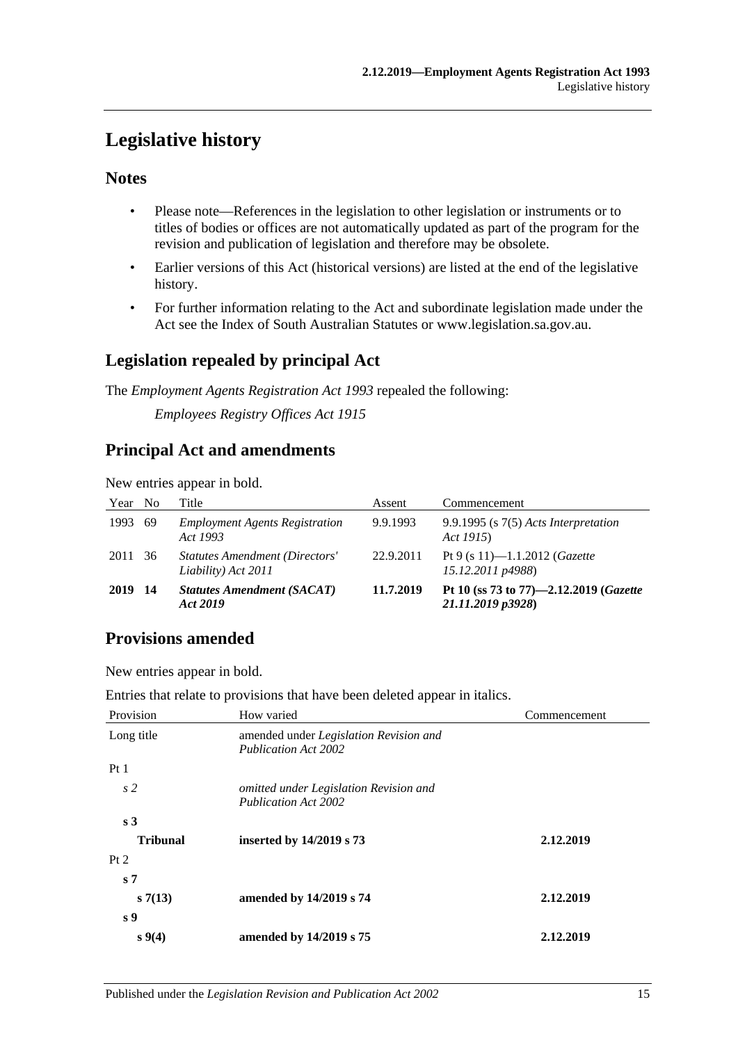# Legislative history

## Notes

- Please note—References in the legislation to other legislation or instruments or to titles of bodies or offices are not automatically updated as part of the program for the revision and publication of legislation and therefore may be obsolete.
- Earlier versions of this Act (historical versions) are listed at the end of the legislative history.
- For further information relating to the Act and subordinate legislation made under the Act see the Index of South Australian Statutes or www.legislation.sa.gov.au.

## Legislation repealed by principal Act

The *Employment Agents Registration Act 1993* repealed the following:

*Employees Registry Offices Act 1915*

## Principal Act and amendments

New entries appear in bold.

| Year | No | Title | Assent | Commencement |
|---|---|---|---|---|
| 1993 | 69 | *Employment Agents Registration Act 1993* | 9.9.1993 | 9.9.1995 (s 7(5) *Acts Interpretation Act 1915*) |
| 2011 | 36 | *Statutes Amendment (Directors' Liability) Act 2011* | 22.9.2011 | Pt 9 (s 11)—1.1.2012 (*Gazette 15.12.2011 p4988*) |
| **2019** | **14** | ***Statutes Amendment (SACAT) Act 2019*** | **11.7.2019** | **Pt 10 (ss 73 to 77)—2.12.2019 (*Gazette 21.11.2019 p3928*)** |

## Provisions amended

New entries appear in bold.

Entries that relate to provisions that have been deleted appear in italics.

| Provision | How varied | Commencement |
|---|---|---|
| Long title | amended under *Legislation Revision and Publication Act 2002* | |
| Pt 1 | | |
| *s 2* | *omitted under Legislation Revision and Publication Act 2002* | |
| **s 3** | | |
| **Tribunal** | **inserted by 14/2019 s 73** | **2.12.2019** |
| Pt 2 | | |
| **s 7** | | |
| **s 7(13)** | **amended by 14/2019 s 74** | **2.12.2019** |
| **s 9** | | |
| **s 9(4)** | **amended by 14/2019 s 75** | **2.12.2019** |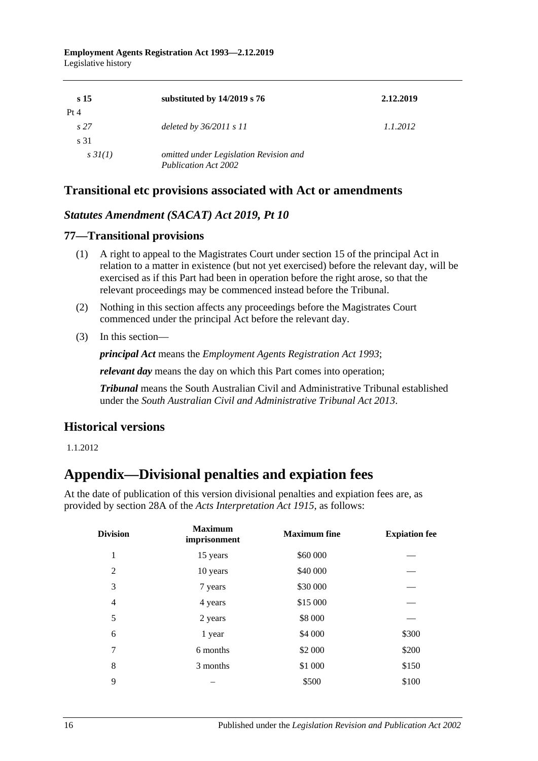| | | |
|---|---|---|
| **s 15** | **substituted by 14/2019 s 76** | **2.12.2019** |
| Pt 4 | | |
| *s 27* | *deleted by 36/2011 s 11* | *1.1.2012* |
| s 31 | | |
| *s 31(1)* | *omitted under Legislation Revision and Publication Act 2002* | |

## Transitional etc provisions associated with Act or amendments

### *Statutes Amendment (SACAT) Act 2019, Pt 10*

### 77—Transitional provisions

(1) A right to appeal to the Magistrates Court under section 15 of the principal Act in relation to a matter in existence (but not yet exercised) before the relevant day, will be exercised as if this Part had been in operation before the right arose, so that the relevant proceedings may be commenced instead before the Tribunal.

(2) Nothing in this section affects any proceedings before the Magistrates Court commenced under the principal Act before the relevant day.

(3) In this section—

***principal Act*** means the *Employment Agents Registration Act 1993*;

***relevant day*** means the day on which this Part comes into operation;

***Tribunal*** means the South Australian Civil and Administrative Tribunal established under the *South Australian Civil and Administrative Tribunal Act 2013*.

## Historical versions

1.1.2012

# Appendix—Divisional penalties and expiation fees

At the date of publication of this version divisional penalties and expiation fees are, as provided by section 28A of the *Acts Interpretation Act 1915*, as follows:

| Division | Maximum imprisonment | Maximum fine | Expiation fee |
|---|---|---|---|
| 1 | 15 years | \$60 000 | — |
| 2 | 10 years | \$40 000 | — |
| 3 | 7 years | \$30 000 | — |
| 4 | 4 years | \$15 000 | — |
| 5 | 2 years | \$8 000 | — |
| 6 | 1 year | \$4 000 | \$300 |
| 7 | 6 months | \$2 000 | \$200 |
| 8 | 3 months | \$1 000 | \$150 |
| 9 | – | \$500 | \$100 |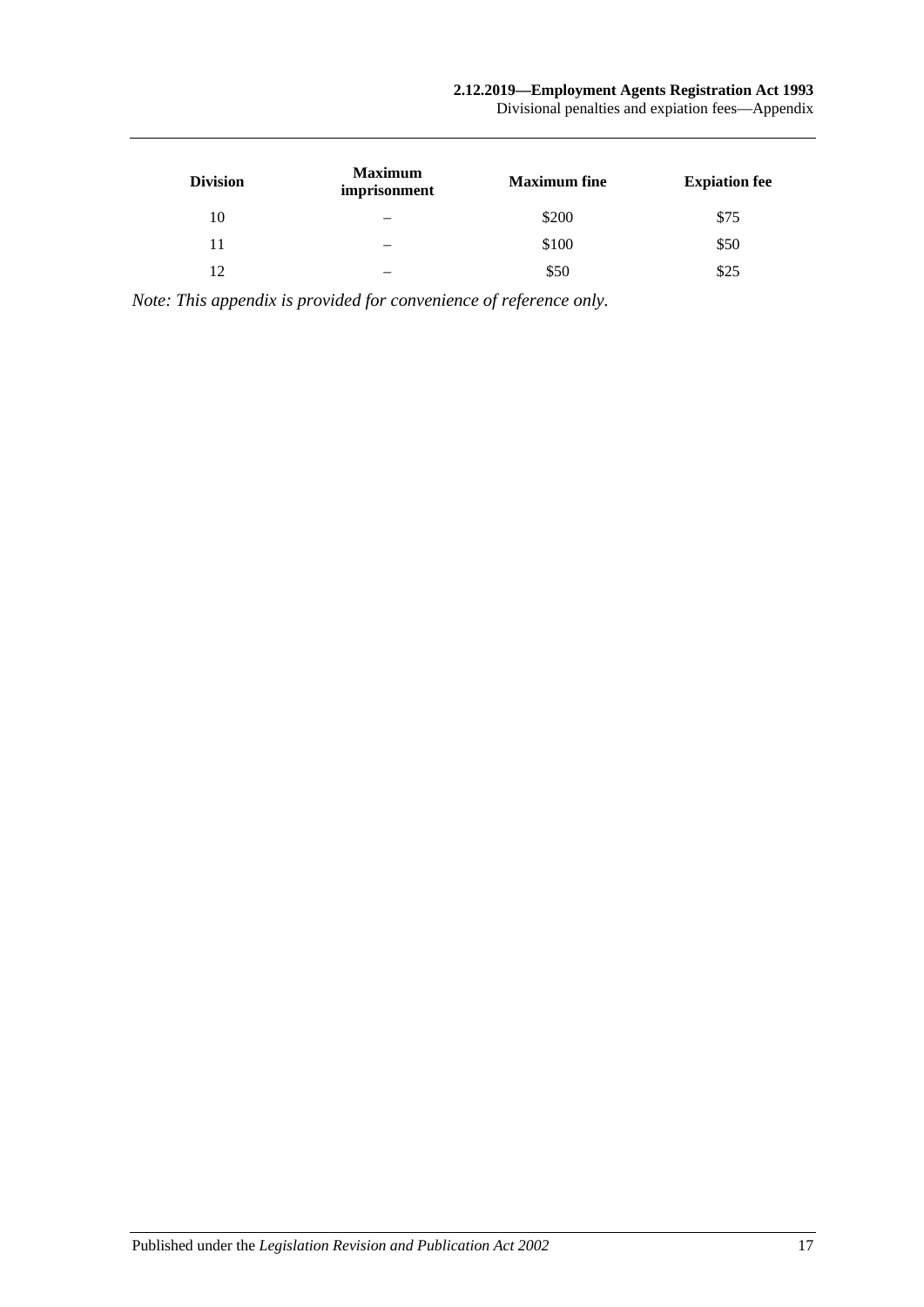| Division | Maximum imprisonment | Maximum fine | Expiation fee |
| --- | --- | --- | --- |
| 10 | – | $200 | $75 |
| 11 | – | $100 | $50 |
| 12 | – | $50 | $25 |

*Note: This appendix is provided for convenience of reference only.*